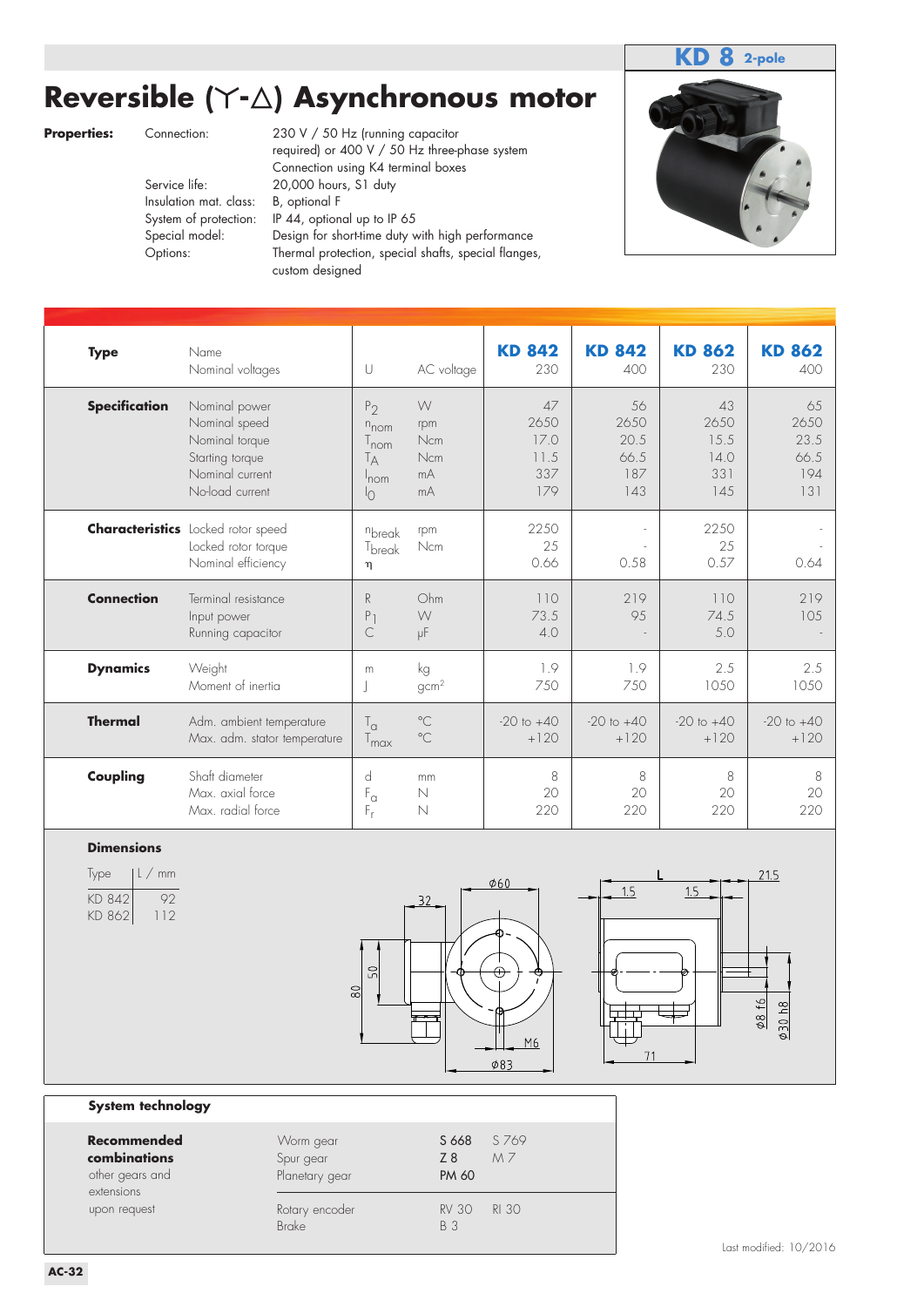**KD 8** 2-pole

# Reversible (Y-Δ) Asynchronous motor

**Properties:**

| | |
|---|---|
| Connection: | 230 V / 50 Hz (running capacitor required) or 400 V / 50 Hz three-phase system Connection using K4 terminal boxes |
| Service life: | 20,000 hours, S1 duty |
| Insulation mat. class: | B, optional F |
| System of protection: | IP 44, optional up to IP 65 |
| Special model: | Design for short-time duty with high performance |
| Options: | Thermal protection, special shafts, special flanges, custom designed |

| | | | | KD 842 | KD 842 | KD 862 | KD 862 |
|---|---|---|---|---|---|---|---|
| **Type** | Name<br>Nominal voltages | U | AC voltage | 230 | 400 | 230 | 400 |
| **Specification** | Nominal power | $P_2$ | W | 47 | 56 | 43 | 65 |
| | Nominal speed | $n_{nom}$ | rpm | 2650 | 2650 | 2650 | 2650 |
| | Nominal torque | $T_{nom}$ | Ncm | 17.0 | 20.5 | 15.5 | 23.5 |
| | Starting torque | $T_A$ | Ncm | 11.5 | 66.5 | 14.0 | 66.5 |
| | Nominal current | $I_{nom}$ | mA | 337 | 187 | 331 | 194 |
| | No-load current | $I_0$ | mA | 179 | 143 | 145 | 131 |
| **Characteristics** | Locked rotor speed | $n_{break}$ | rpm | 2250 | - | 2250 | - |
| | Locked rotor torque | $T_{break}$ | Ncm | 25 | - | 25 | - |
| | Nominal efficiency | $\eta$ | | 0.66 | 0.58 | 0.57 | 0.64 |
| **Connection** | Terminal resistance | R | Ohm | 110 | 219 | 110 | 219 |
| | Input power | $P_1$ | W | 73.5 | 95 | 74.5 | 105 |
| | Running capacitor | C | µF | 4.0 | - | 5.0 | - |
| **Dynamics** | Weight | m | kg | 1.9 | 1.9 | 2.5 | 2.5 |
| | Moment of inertia | J | $gcm^2$ | 750 | 750 | 1050 | 1050 |
| **Thermal** | Adm. ambient temperature | $T_a$ | °C | -20 to +40 | -20 to +40 | -20 to +40 | -20 to +40 |
| | Max. adm. stator temperature | $T_{max}$ | °C | +120 | +120 | +120 | +120 |
| **Coupling** | Shaft diameter | d | mm | 8 | 8 | 8 | 8 |
| | Max. axial force | $F_a$ | N | 20 | 20 | 20 | 20 |
| | Max. radial force | $F_r$ | N | 220 | 220 | 220 | 220 |

**Dimensions**

| Type | L / mm |
|---|---|
| KD 842 | 92 |
| KD 862 | 112 |

**System technology**

| | | | |
|---|---|---|---|
| **Recommended combinations**<br>other gears and extensions upon request | Worm gear | **S 668** | S 769 |
| | Spur gear | **Z 8** | M 7 |
| | Planetary gear | **PM 60** | |
| | Rotary encoder | RV 30 | RI 30 |
| | Brake | B 3 | |

Last modified: 10/2016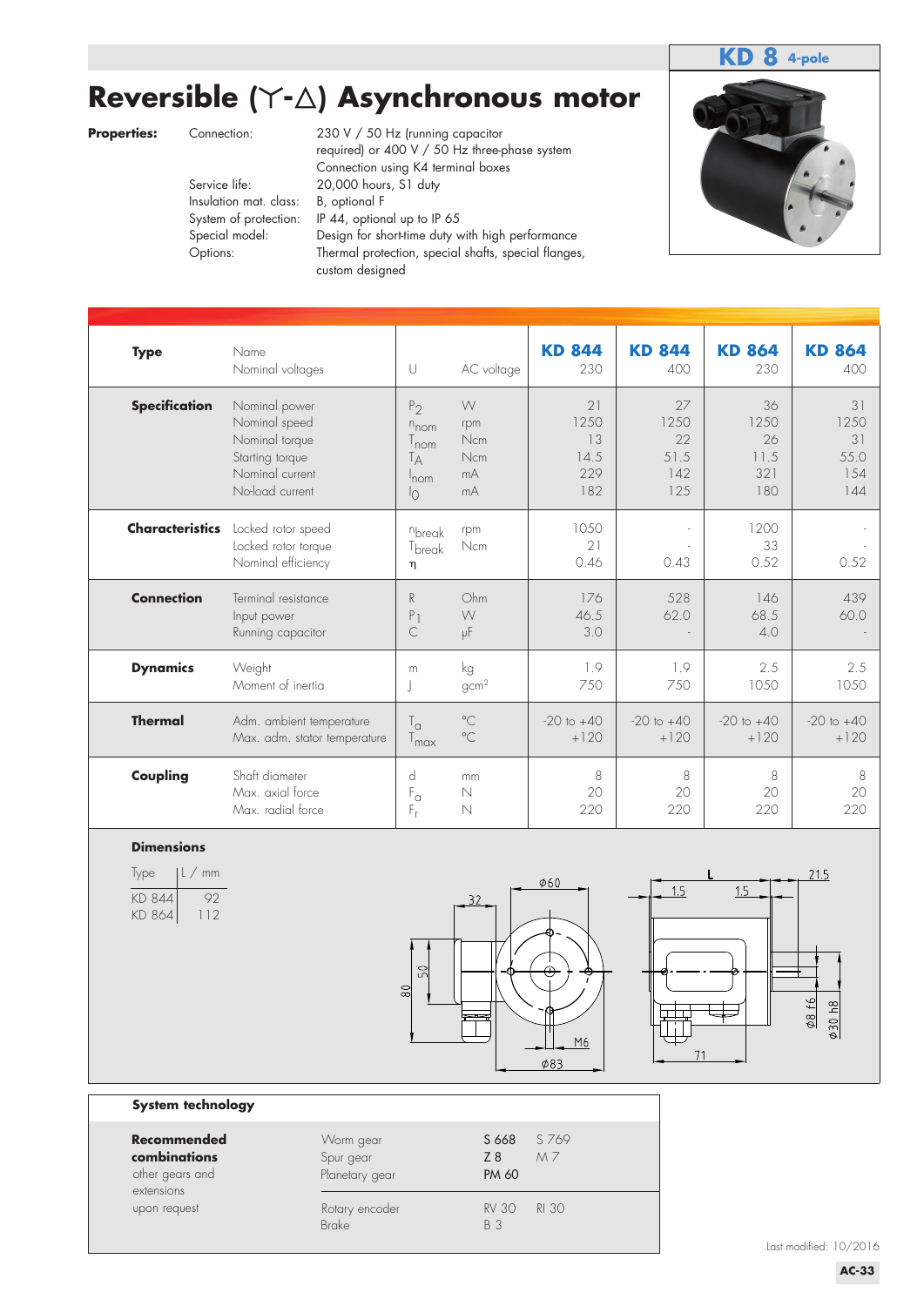**KD 8** 4-pole

# Reversible (Y-Δ) Asynchronous motor

**Properties:**

| | |
|---|---|
| Connection: | 230 V / 50 Hz (running capacitor required) or 400 V / 50 Hz three-phase system Connection using K4 terminal boxes |
| Service life: | 20,000 hours, S1 duty |
| Insulation mat. class: | B, optional F |
| System of protection: | IP 44, optional up to IP 65 |
| Special model: | Design for short-time duty with high performance |
| Options: | Thermal protection, special shafts, special flanges, custom designed |

| | | | | KD 844 | KD 844 | KD 864 | KD 864 |
|---|---|---|---|---|---|---|---|
| **Type** | Name<br>Nominal voltages | U | AC voltage | 230 | 400 | 230 | 400 |
| **Specification** | Nominal power | $P_2$ | W | 21 | 27 | 36 | 31 |
| | Nominal speed | $n_{nom}$ | rpm | 1250 | 1250 | 1250 | 1250 |
| | Nominal torque | $T_{nom}$ | Ncm | 13 | 22 | 26 | 31 |
| | Starting torque | $T_A$ | Ncm | 14.5 | 51.5 | 11.5 | 55.0 |
| | Nominal current | $I_{nom}$ | mA | 229 | 142 | 321 | 154 |
| | No-load current | $I_0$ | mA | 182 | 125 | 180 | 144 |
| **Characteristics** | Locked rotor speed | $n_{break}$ | rpm | 1050 | - | 1200 | - |
| | Locked rotor torque | $T_{break}$ | Ncm | 21 | - | 33 | - |
| | Nominal efficiency | $\eta$ | | 0.46 | 0.43 | 0.52 | 0.52 |
| **Connection** | Terminal resistance | R | Ohm | 176 | 528 | 146 | 439 |
| | Input power | $P_1$ | W | 46.5 | 62.0 | 68.5 | 60.0 |
| | Running capacitor | C | µF | 3.0 | - | 4.0 | - |
| **Dynamics** | Weight | m | kg | 1.9 | 1.9 | 2.5 | 2.5 |
| | Moment of inertia | J | $gcm^2$ | 750 | 750 | 1050 | 1050 |
| **Thermal** | Adm. ambient temperature | $T_a$ | °C | -20 to +40 | -20 to +40 | -20 to +40 | -20 to +40 |
| | Max. adm. stator temperature | $T_{max}$ | °C | +120 | +120 | +120 | +120 |
| **Coupling** | Shaft diameter | d | mm | 8 | 8 | 8 | 8 |
| | Max. axial force | $F_a$ | N | 20 | 20 | 20 | 20 |
| | Max. radial force | $F_r$ | N | 220 | 220 | 220 | 220 |

**Dimensions**

| Type | L / mm |
|---|---|
| KD 844 | 92 |
| KD 864 | 112 |

32
ø60
80
50
M6
ø83
L
1.5
1.5
21.5
71
ø8 f6
ø30 h8

**System technology**

| | | | |
|---|---|---|---|
| **Recommended combinations** | Worm gear | S 668 | S 769 |
| other gears and extensions | Spur gear | Z 8 | M 7 |
| upon request | Planetary gear | PM 60 | |
| | Rotary encoder | RV 30 | RI 30 |
| | Brake | B 3 | |

Last modified: 10/2016